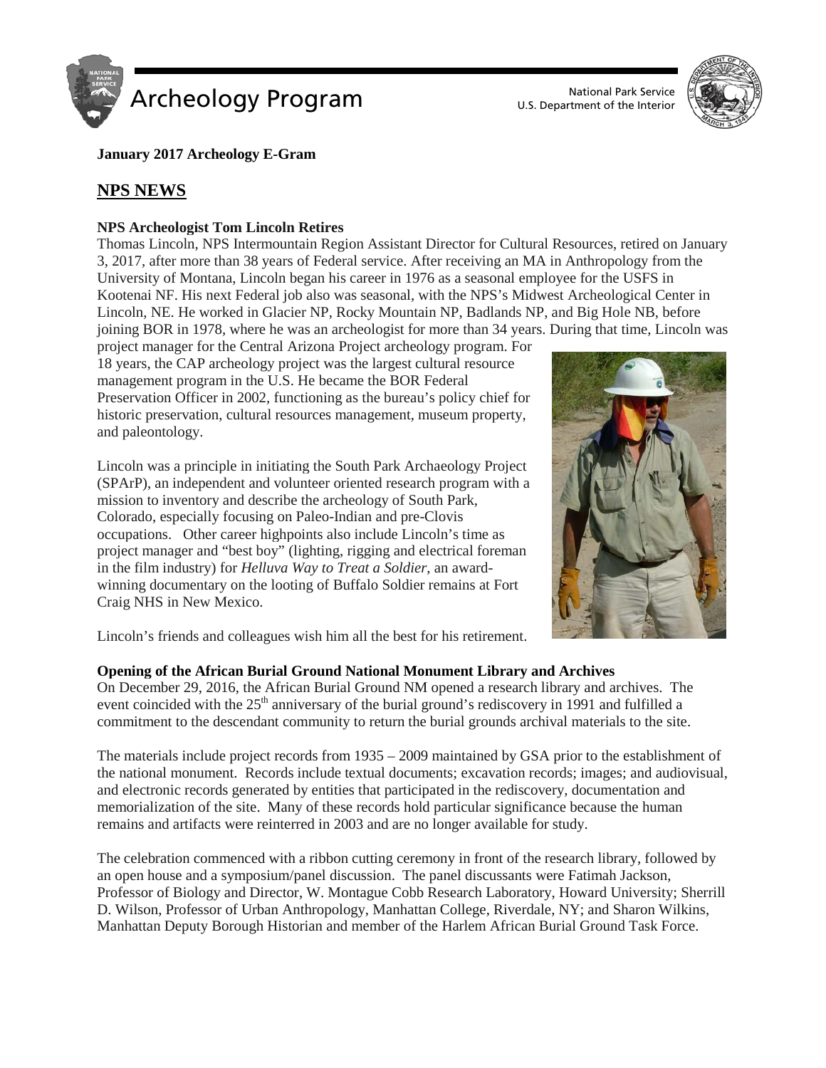**January 2017 Archeology E-Gram**

## NPS NEWS

### NPS Archeologist Tom Lincoln Retires

Thomas Lincoln, NPS Intermountain Region Assistant Director for Cultural Resources, retired on January 3, 2017, after more than 38 years of Federal service. After receiving an MA in Anthropology from the University of Montana, Lincoln began his career in 1976 as a seasonal employee for the USFS in Kootenai NF. His next Federal job also was seasonal, with the NPS's Midwest Archeological Center in Lincoln, NE. He worked in Glacier NP, Rocky Mountain NP, Badlands NP, and Big Hole NB, before joining BOR in 1978, where he was an archeologist for more than 34 years. During that time, Lincoln was project manager for the Central Arizona Project archeology program. For 18 years, the CAP archeology project was the largest cultural resource management program in the U.S. He became the BOR Federal Preservation Officer in 2002, functioning as the bureau's policy chief for historic preservation, cultural resources management, museum property, and paleontology.

Lincoln was a principle in initiating the South Park Archaeology Project (SPArP), an independent and volunteer oriented research program with a mission to inventory and describe the archeology of South Park, Colorado, especially focusing on Paleo-Indian and pre-Clovis occupations. Other career highpoints also include Lincoln's time as project manager and "best boy" (lighting, rigging and electrical foreman in the film industry) for *Helluva Way to Treat a Soldier*, an award-winning documentary on the looting of Buffalo Soldier remains at Fort Craig NHS in New Mexico.

Lincoln's friends and colleagues wish him all the best for his retirement.

### Opening of the African Burial Ground National Monument Library and Archives

On December 29, 2016, the African Burial Ground NM opened a research library and archives. The event coincided with the 25th anniversary of the burial ground's rediscovery in 1991 and fulfilled a commitment to the descendant community to return the burial grounds archival materials to the site.

The materials include project records from 1935 – 2009 maintained by GSA prior to the establishment of the national monument. Records include textual documents; excavation records; images; and audiovisual, and electronic records generated by entities that participated in the rediscovery, documentation and memorialization of the site. Many of these records hold particular significance because the human remains and artifacts were reinterred in 2003 and are no longer available for study.

The celebration commenced with a ribbon cutting ceremony in front of the research library, followed by an open house and a symposium/panel discussion. The panel discussants were Fatimah Jackson, Professor of Biology and Director, W. Montague Cobb Research Laboratory, Howard University; Sherrill D. Wilson, Professor of Urban Anthropology, Manhattan College, Riverdale, NY; and Sharon Wilkins, Manhattan Deputy Borough Historian and member of the Harlem African Burial Ground Task Force.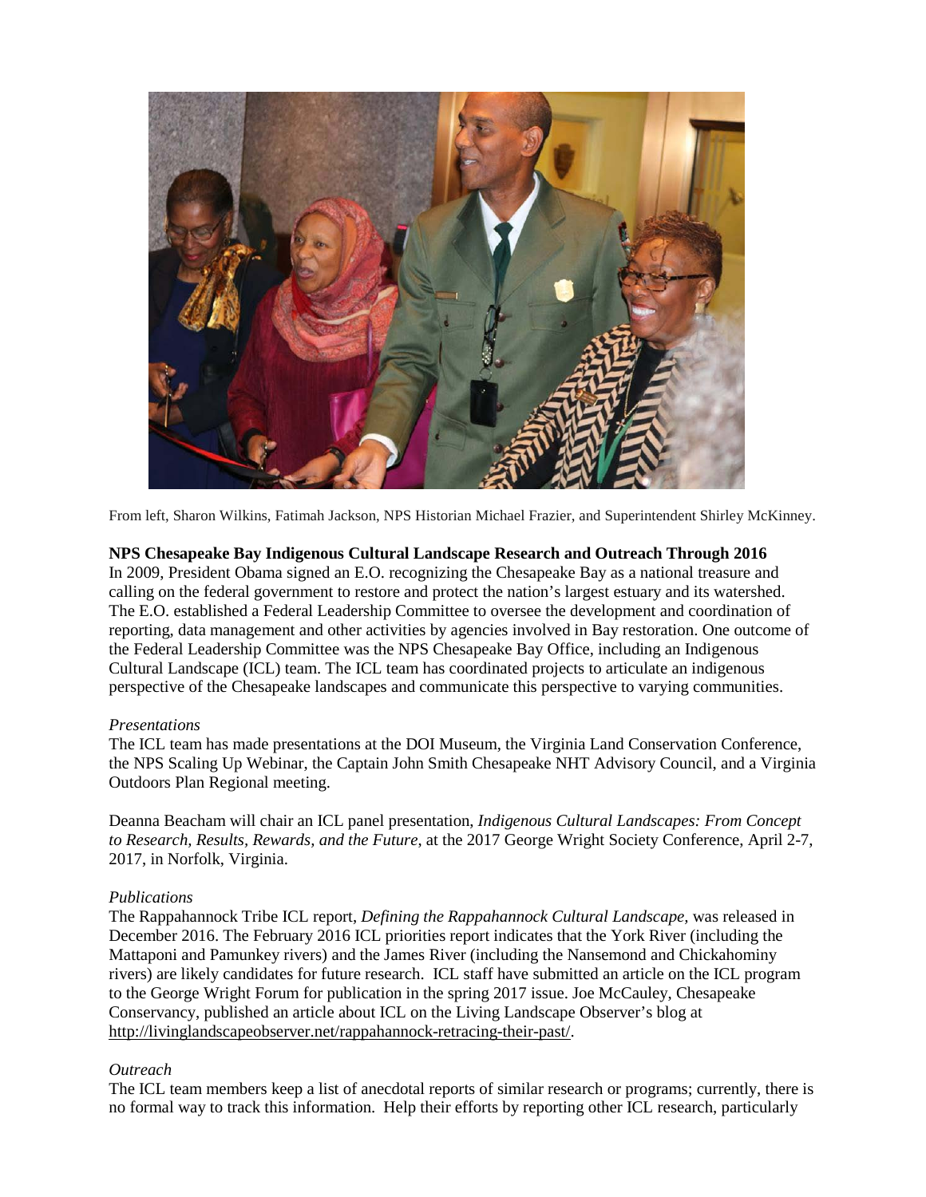From left, Sharon Wilkins, Fatimah Jackson, NPS Historian Michael Frazier, and Superintendent Shirley McKinney.

**NPS Chesapeake Bay Indigenous Cultural Landscape Research and Outreach Through 2016**

In 2009, President Obama signed an E.O. recognizing the Chesapeake Bay as a national treasure and calling on the federal government to restore and protect the nation's largest estuary and its watershed. The E.O. established a Federal Leadership Committee to oversee the development and coordination of reporting, data management and other activities by agencies involved in Bay restoration. One outcome of the Federal Leadership Committee was the NPS Chesapeake Bay Office, including an Indigenous Cultural Landscape (ICL) team. The ICL team has coordinated projects to articulate an indigenous perspective of the Chesapeake landscapes and communicate this perspective to varying communities.

*Presentations*

The ICL team has made presentations at the DOI Museum, the Virginia Land Conservation Conference, the NPS Scaling Up Webinar, the Captain John Smith Chesapeake NHT Advisory Council, and a Virginia Outdoors Plan Regional meeting.

Deanna Beacham will chair an ICL panel presentation, *Indigenous Cultural Landscapes: From Concept to Research, Results, Rewards, and the Future*, at the 2017 George Wright Society Conference, April 2-7, 2017, in Norfolk, Virginia.

*Publications*

The Rappahannock Tribe ICL report, *Defining the Rappahannock Cultural Landscape,* was released in December 2016. The February 2016 ICL priorities report indicates that the York River (including the Mattaponi and Pamunkey rivers) and the James River (including the Nansemond and Chickahominy rivers) are likely candidates for future research. ICL staff have submitted an article on the ICL program to the George Wright Forum for publication in the spring 2017 issue. Joe McCauley, Chesapeake Conservancy, published an article about ICL on the Living Landscape Observer's blog at http://livinglandscapeobserver.net/rappahannock-retracing-their-past/.

*Outreach*

The ICL team members keep a list of anecdotal reports of similar research or programs; currently, there is no formal way to track this information. Help their efforts by reporting other ICL research, particularly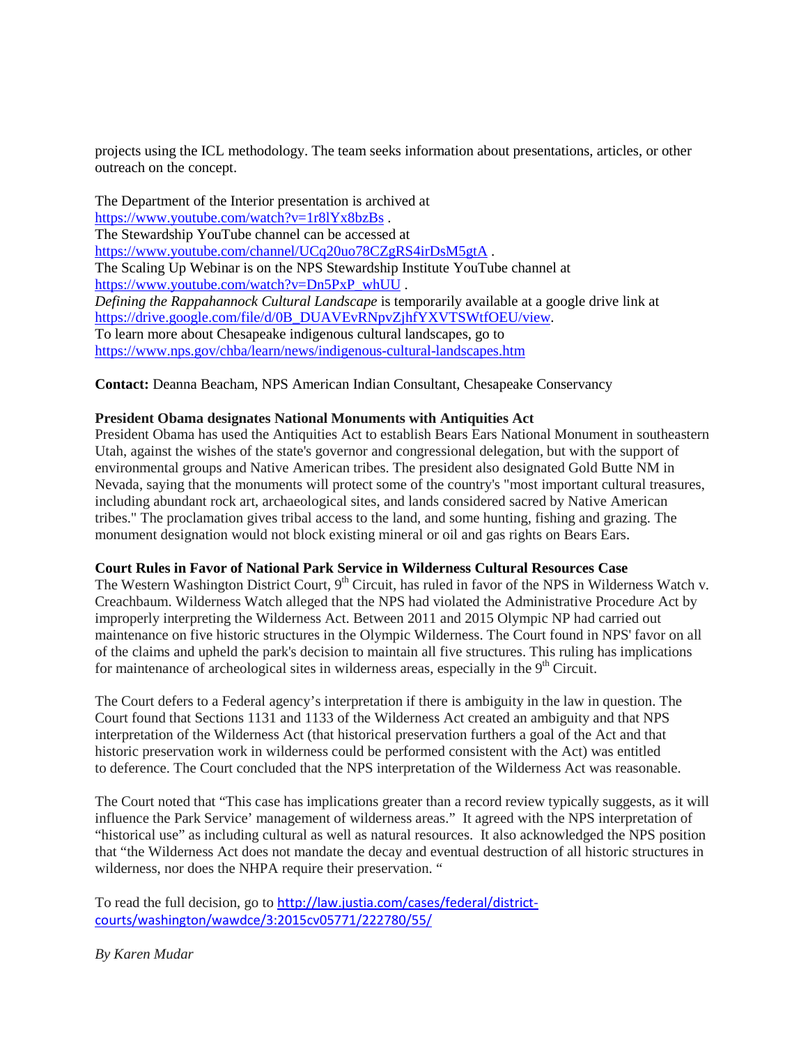projects using the ICL methodology. The team seeks information about presentations, articles, or other outreach on the concept.

The Department of the Interior presentation is archived at https://www.youtube.com/watch?v=1r8lYx8bzBs .
The Stewardship YouTube channel can be accessed at https://www.youtube.com/channel/UCq20uo78CZgRS4irDsM5gtA .
The Scaling Up Webinar is on the NPS Stewardship Institute YouTube channel at https://www.youtube.com/watch?v=Dn5PxP_whUU .
*Defining the Rappahannock Cultural Landscape* is temporarily available at a google drive link at https://drive.google.com/file/d/0B_DUAVEvRNpvZjhfYXVTSWtfOEU/view.
To learn more about Chesapeake indigenous cultural landscapes, go to https://www.nps.gov/chba/learn/news/indigenous-cultural-landscapes.htm

**Contact:** Deanna Beacham, NPS American Indian Consultant, Chesapeake Conservancy

**President Obama designates National Monuments with Antiquities Act**

President Obama has used the Antiquities Act to establish Bears Ears National Monument in southeastern Utah, against the wishes of the state's governor and congressional delegation, but with the support of environmental groups and Native American tribes. The president also designated Gold Butte NM in Nevada, saying that the monuments will protect some of the country's "most important cultural treasures, including abundant rock art, archaeological sites, and lands considered sacred by Native American tribes." The proclamation gives tribal access to the land, and some hunting, fishing and grazing. The monument designation would not block existing mineral or oil and gas rights on Bears Ears.

**Court Rules in Favor of National Park Service in Wilderness Cultural Resources Case**

The Western Washington District Court, 9th Circuit, has ruled in favor of the NPS in Wilderness Watch v. Creachbaum. Wilderness Watch alleged that the NPS had violated the Administrative Procedure Act by improperly interpreting the Wilderness Act. Between 2011 and 2015 Olympic NP had carried out maintenance on five historic structures in the Olympic Wilderness. The Court found in NPS' favor on all of the claims and upheld the park's decision to maintain all five structures. This ruling has implications for maintenance of archeological sites in wilderness areas, especially in the 9th Circuit.

The Court defers to a Federal agency's interpretation if there is ambiguity in the law in question. The Court found that Sections 1131 and 1133 of the Wilderness Act created an ambiguity and that NPS interpretation of the Wilderness Act (that historical preservation furthers a goal of the Act and that historic preservation work in wilderness could be performed consistent with the Act) was entitled to deference. The Court concluded that the NPS interpretation of the Wilderness Act was reasonable.

The Court noted that "This case has implications greater than a record review typically suggests, as it will influence the Park Service' management of wilderness areas." It agreed with the NPS interpretation of "historical use" as including cultural as well as natural resources. It also acknowledged the NPS position that "the Wilderness Act does not mandate the decay and eventual destruction of all historic structures in wilderness, nor does the NHPA require their preservation. "

To read the full decision, go to http://law.justia.com/cases/federal/district-courts/washington/wawdce/3:2015cv05771/222780/55/

*By Karen Mudar*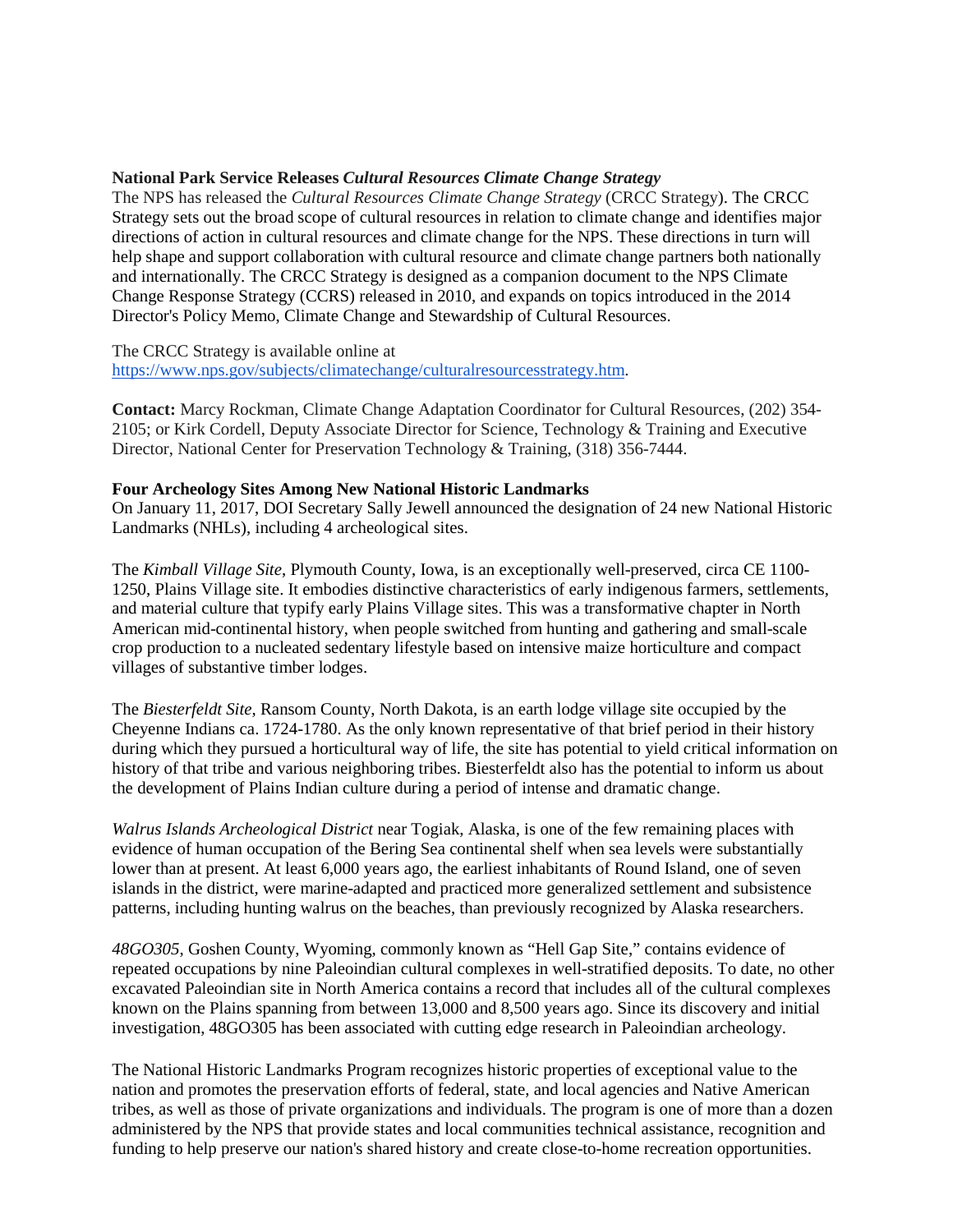**National Park Service Releases *Cultural Resources Climate Change Strategy***

The NPS has released the *Cultural Resources Climate Change Strategy* (CRCC Strategy). The CRCC Strategy sets out the broad scope of cultural resources in relation to climate change and identifies major directions of action in cultural resources and climate change for the NPS. These directions in turn will help shape and support collaboration with cultural resource and climate change partners both nationally and internationally. The CRCC Strategy is designed as a companion document to the NPS Climate Change Response Strategy (CCRS) released in 2010, and expands on topics introduced in the 2014 Director's Policy Memo, Climate Change and Stewardship of Cultural Resources.

The CRCC Strategy is available online at https://www.nps.gov/subjects/climatechange/culturalresourcesstrategy.htm.

**Contact:** Marcy Rockman, Climate Change Adaptation Coordinator for Cultural Resources, (202) 354-2105; or Kirk Cordell, Deputy Associate Director for Science, Technology & Training and Executive Director, National Center for Preservation Technology & Training, (318) 356-7444.

**Four Archeology Sites Among New National Historic Landmarks**

On January 11, 2017, DOI Secretary Sally Jewell announced the designation of 24 new National Historic Landmarks (NHLs), including 4 archeological sites.

The *Kimball Village Site*, Plymouth County, Iowa, is an exceptionally well-preserved, circa CE 1100-1250, Plains Village site. It embodies distinctive characteristics of early indigenous farmers, settlements, and material culture that typify early Plains Village sites. This was a transformative chapter in North American mid-continental history, when people switched from hunting and gathering and small-scale crop production to a nucleated sedentary lifestyle based on intensive maize horticulture and compact villages of substantive timber lodges.

The *Biesterfeldt Site*, Ransom County, North Dakota, is an earth lodge village site occupied by the Cheyenne Indians ca. 1724-1780. As the only known representative of that brief period in their history during which they pursued a horticultural way of life, the site has potential to yield critical information on history of that tribe and various neighboring tribes. Biesterfeldt also has the potential to inform us about the development of Plains Indian culture during a period of intense and dramatic change.

*Walrus Islands Archeological District* near Togiak, Alaska, is one of the few remaining places with evidence of human occupation of the Bering Sea continental shelf when sea levels were substantially lower than at present. At least 6,000 years ago, the earliest inhabitants of Round Island, one of seven islands in the district, were marine-adapted and practiced more generalized settlement and subsistence patterns, including hunting walrus on the beaches, than previously recognized by Alaska researchers.

*48GO305*, Goshen County, Wyoming, commonly known as "Hell Gap Site," contains evidence of repeated occupations by nine Paleoindian cultural complexes in well-stratified deposits. To date, no other excavated Paleoindian site in North America contains a record that includes all of the cultural complexes known on the Plains spanning from between 13,000 and 8,500 years ago. Since its discovery and initial investigation, 48GO305 has been associated with cutting edge research in Paleoindian archeology.

The National Historic Landmarks Program recognizes historic properties of exceptional value to the nation and promotes the preservation efforts of federal, state, and local agencies and Native American tribes, as well as those of private organizations and individuals. The program is one of more than a dozen administered by the NPS that provide states and local communities technical assistance, recognition and funding to help preserve our nation's shared history and create close-to-home recreation opportunities.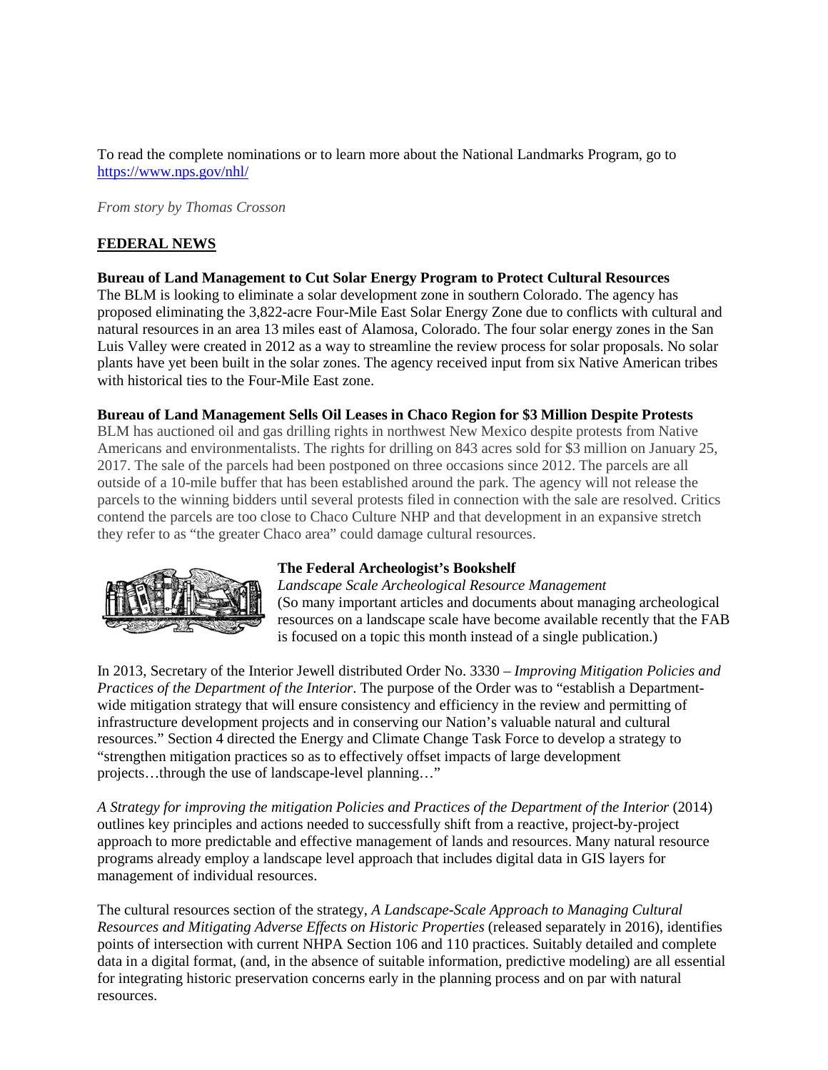To read the complete nominations or to learn more about the National Landmarks Program, go to https://www.nps.gov/nhl/

*From story by Thomas Crosson*

## FEDERAL NEWS

**Bureau of Land Management to Cut Solar Energy Program to Protect Cultural Resources**
The BLM is looking to eliminate a solar development zone in southern Colorado. The agency has proposed eliminating the 3,822-acre Four-Mile East Solar Energy Zone due to conflicts with cultural and natural resources in an area 13 miles east of Alamosa, Colorado. The four solar energy zones in the San Luis Valley were created in 2012 as a way to streamline the review process for solar proposals. No solar plants have yet been built in the solar zones. The agency received input from six Native American tribes with historical ties to the Four-Mile East zone.

**Bureau of Land Management Sells Oil Leases in Chaco Region for $3 Million Despite Protests**
BLM has auctioned oil and gas drilling rights in northwest New Mexico despite protests from Native Americans and environmentalists. The rights for drilling on 843 acres sold for $3 million on January 25, 2017. The sale of the parcels had been postponed on three occasions since 2012. The parcels are all outside of a 10-mile buffer that has been established around the park. The agency will not release the parcels to the winning bidders until several protests filed in connection with the sale are resolved. Critics contend the parcels are too close to Chaco Culture NHP and that development in an expansive stretch they refer to as "the greater Chaco area" could damage cultural resources.

**The Federal Archeologist's Bookshelf**
*Landscape Scale Archeological Resource Management*
(So many important articles and documents about managing archeological resources on a landscape scale have become available recently that the FAB is focused on a topic this month instead of a single publication.)

In 2013, Secretary of the Interior Jewell distributed Order No. 3330 – *Improving Mitigation Policies and Practices of the Department of the Interior*. The purpose of the Order was to "establish a Department-wide mitigation strategy that will ensure consistency and efficiency in the review and permitting of infrastructure development projects and in conserving our Nation's valuable natural and cultural resources." Section 4 directed the Energy and Climate Change Task Force to develop a strategy to "strengthen mitigation practices so as to effectively offset impacts of large development projects…through the use of landscape-level planning…"

*A Strategy for improving the mitigation Policies and Practices of the Department of the Interior* (2014) outlines key principles and actions needed to successfully shift from a reactive, project-by-project approach to more predictable and effective management of lands and resources. Many natural resource programs already employ a landscape level approach that includes digital data in GIS layers for management of individual resources.

The cultural resources section of the strategy, *A Landscape-Scale Approach to Managing Cultural Resources and Mitigating Adverse Effects on Historic Properties* (released separately in 2016), identifies points of intersection with current NHPA Section 106 and 110 practices. Suitably detailed and complete data in a digital format, (and, in the absence of suitable information, predictive modeling) are all essential for integrating historic preservation concerns early in the planning process and on par with natural resources.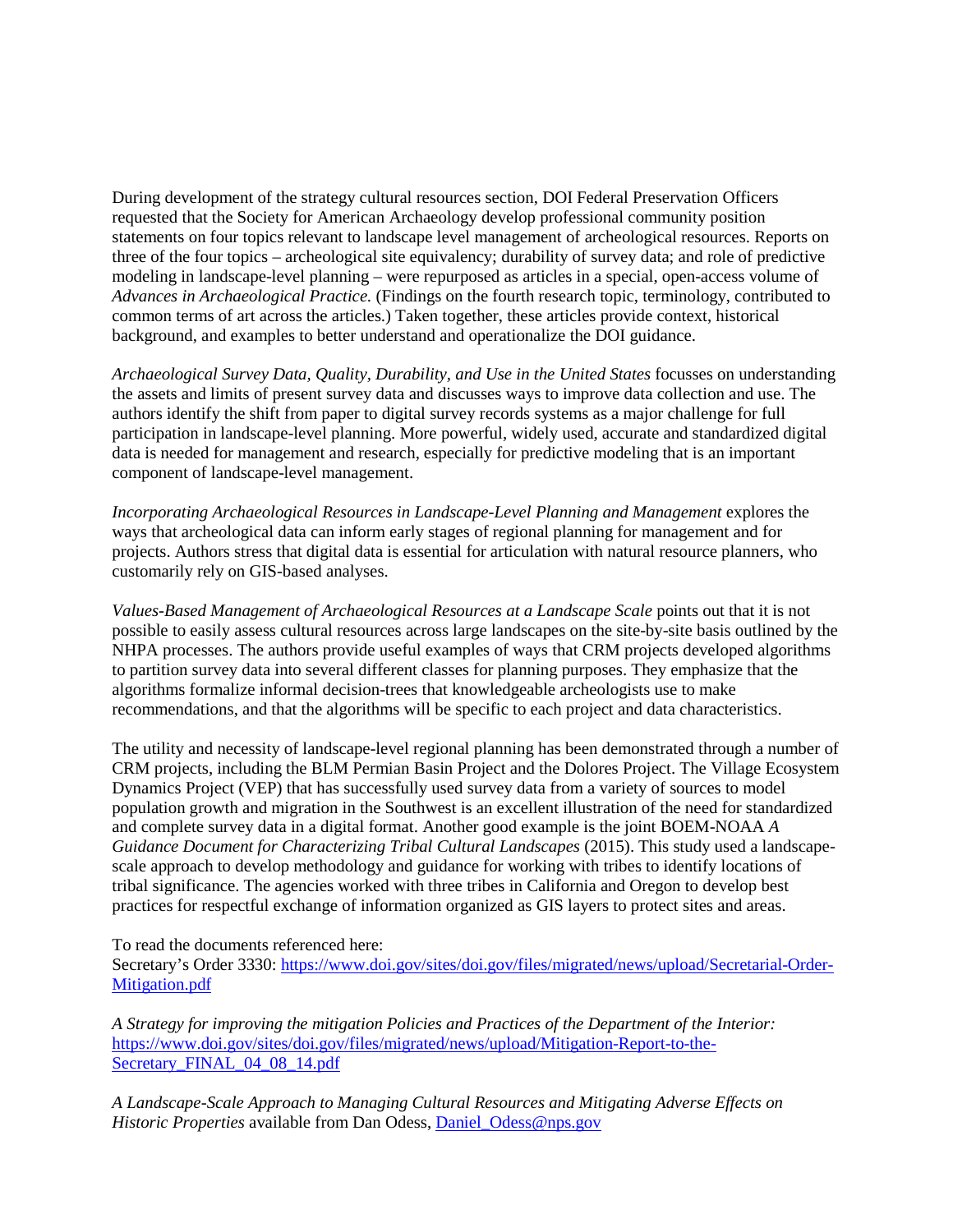During development of the strategy cultural resources section, DOI Federal Preservation Officers requested that the Society for American Archaeology develop professional community position statements on four topics relevant to landscape level management of archeological resources. Reports on three of the four topics – archeological site equivalency; durability of survey data; and role of predictive modeling in landscape-level planning – were repurposed as articles in a special, open-access volume of *Advances in Archaeological Practice.* (Findings on the fourth research topic, terminology, contributed to common terms of art across the articles.) Taken together, these articles provide context, historical background, and examples to better understand and operationalize the DOI guidance.

*Archaeological Survey Data, Quality, Durability, and Use in the United States* focusses on understanding the assets and limits of present survey data and discusses ways to improve data collection and use. The authors identify the shift from paper to digital survey records systems as a major challenge for full participation in landscape-level planning. More powerful, widely used, accurate and standardized digital data is needed for management and research, especially for predictive modeling that is an important component of landscape-level management.

*Incorporating Archaeological Resources in Landscape-Level Planning and Management* explores the ways that archeological data can inform early stages of regional planning for management and for projects. Authors stress that digital data is essential for articulation with natural resource planners, who customarily rely on GIS-based analyses.

*Values-Based Management of Archaeological Resources at a Landscape Scale* points out that it is not possible to easily assess cultural resources across large landscapes on the site-by-site basis outlined by the NHPA processes. The authors provide useful examples of ways that CRM projects developed algorithms to partition survey data into several different classes for planning purposes. They emphasize that the algorithms formalize informal decision-trees that knowledgeable archeologists use to make recommendations, and that the algorithms will be specific to each project and data characteristics.

The utility and necessity of landscape-level regional planning has been demonstrated through a number of CRM projects, including the BLM Permian Basin Project and the Dolores Project. The Village Ecosystem Dynamics Project (VEP) that has successfully used survey data from a variety of sources to model population growth and migration in the Southwest is an excellent illustration of the need for standardized and complete survey data in a digital format. Another good example is the joint BOEM-NOAA *A Guidance Document for Characterizing Tribal Cultural Landscapes* (2015). This study used a landscape-scale approach to develop methodology and guidance for working with tribes to identify locations of tribal significance. The agencies worked with three tribes in California and Oregon to develop best practices for respectful exchange of information organized as GIS layers to protect sites and areas.

To read the documents referenced here:
Secretary's Order 3330: https://www.doi.gov/sites/doi.gov/files/migrated/news/upload/Secretarial-Order-Mitigation.pdf

*A Strategy for improving the mitigation Policies and Practices of the Department of the Interior:* https://www.doi.gov/sites/doi.gov/files/migrated/news/upload/Mitigation-Report-to-the-Secretary_FINAL_04_08_14.pdf

*A Landscape-Scale Approach to Managing Cultural Resources and Mitigating Adverse Effects on Historic Properties* available from Dan Odess, Daniel_Odess@nps.gov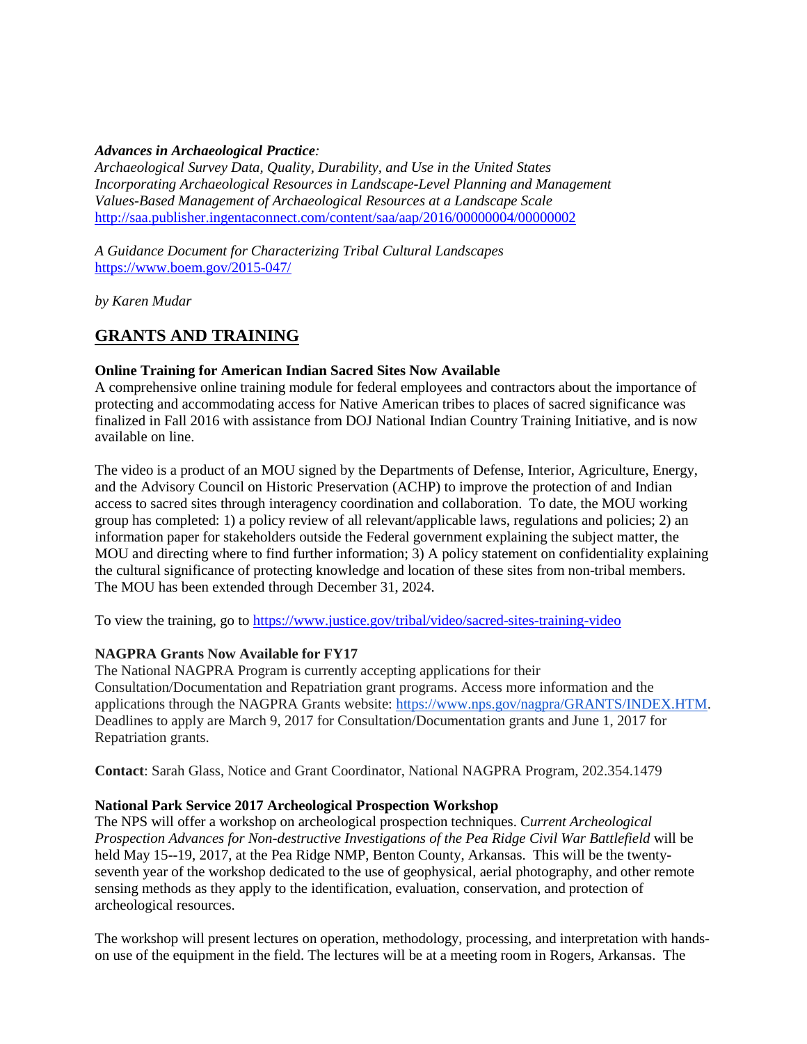***Advances in Archaeological Practice**:*
*Archaeological Survey Data, Quality, Durability, and Use in the United States*
*Incorporating Archaeological Resources in Landscape-Level Planning and Management*
*Values-Based Management of Archaeological Resources at a Landscape Scale*
http://saa.publisher.ingentaconnect.com/content/saa/aap/2016/00000004/00000002

*A Guidance Document for Characterizing Tribal Cultural Landscapes*
https://www.boem.gov/2015-047/

*by Karen Mudar*

## GRANTS AND TRAINING

**Online Training for American Indian Sacred Sites Now Available**
A comprehensive online training module for federal employees and contractors about the importance of protecting and accommodating access for Native American tribes to places of sacred significance was finalized in Fall 2016 with assistance from DOJ National Indian Country Training Initiative, and is now available on line.

The video is a product of an MOU signed by the Departments of Defense, Interior, Agriculture, Energy, and the Advisory Council on Historic Preservation (ACHP) to improve the protection of and Indian access to sacred sites through interagency coordination and collaboration. To date, the MOU working group has completed: 1) a policy review of all relevant/applicable laws, regulations and policies; 2) an information paper for stakeholders outside the Federal government explaining the subject matter, the MOU and directing where to find further information; 3) A policy statement on confidentiality explaining the cultural significance of protecting knowledge and location of these sites from non-tribal members. The MOU has been extended through December 31, 2024.

To view the training, go to https://www.justice.gov/tribal/video/sacred-sites-training-video

**NAGPRA Grants Now Available for FY17**
The National NAGPRA Program is currently accepting applications for their Consultation/Documentation and Repatriation grant programs. Access more information and the applications through the NAGPRA Grants website: https://www.nps.gov/nagpra/GRANTS/INDEX.HTM. Deadlines to apply are March 9, 2017 for Consultation/Documentation grants and June 1, 2017 for Repatriation grants.

**Contact**: Sarah Glass, Notice and Grant Coordinator, National NAGPRA Program, 202.354.1479

**National Park Service 2017 Archeological Prospection Workshop**
The NPS will offer a workshop on archeological prospection techniques. *Current Archeological Prospection Advances for Non-destructive Investigations of the Pea Ridge Civil War Battlefield* will be held May 15--19, 2017, at the Pea Ridge NMP, Benton County, Arkansas. This will be the twenty-seventh year of the workshop dedicated to the use of geophysical, aerial photography, and other remote sensing methods as they apply to the identification, evaluation, conservation, and protection of archeological resources.

The workshop will present lectures on operation, methodology, processing, and interpretation with hands-on use of the equipment in the field. The lectures will be at a meeting room in Rogers, Arkansas. The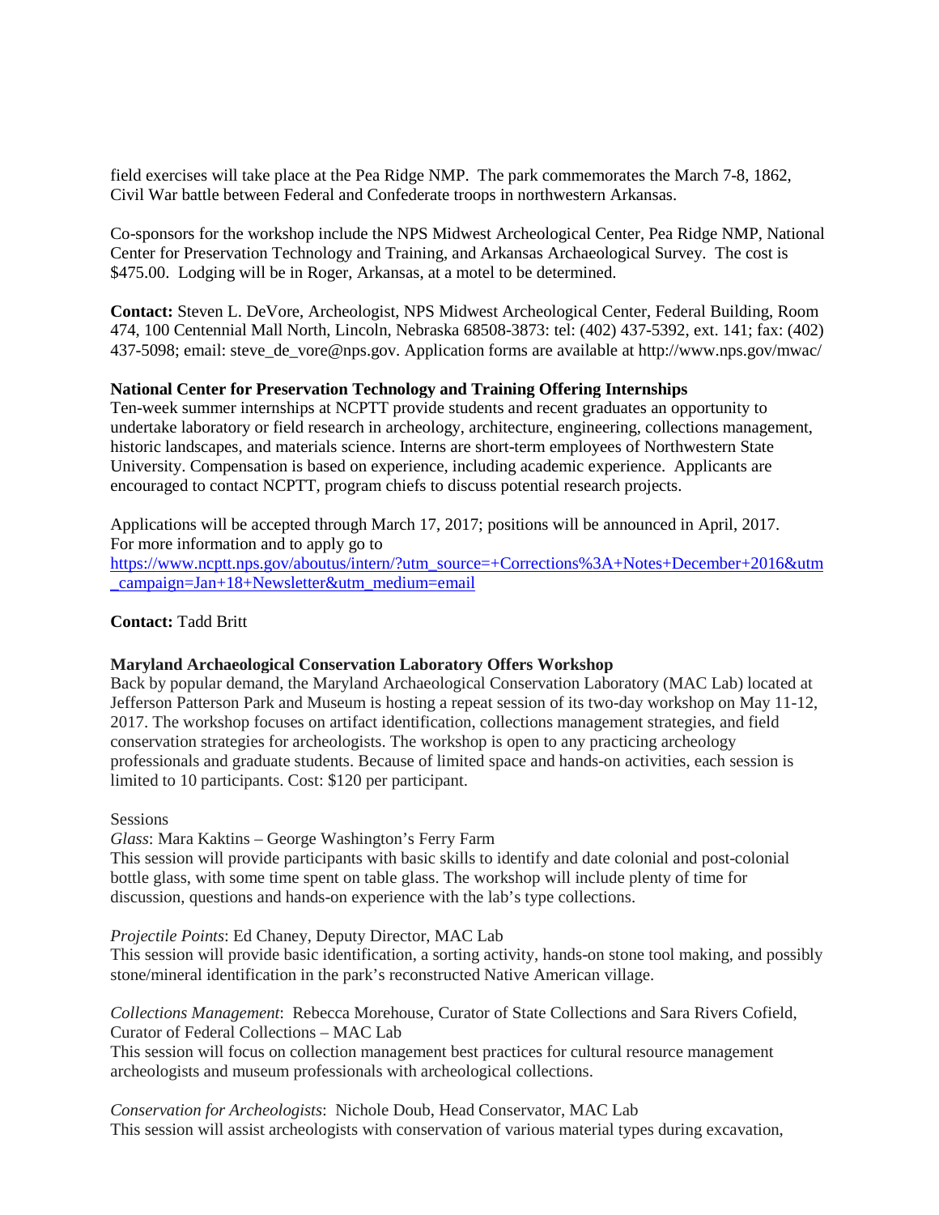field exercises will take place at the Pea Ridge NMP. The park commemorates the March 7-8, 1862, Civil War battle between Federal and Confederate troops in northwestern Arkansas.

Co-sponsors for the workshop include the NPS Midwest Archeological Center, Pea Ridge NMP, National Center for Preservation Technology and Training, and Arkansas Archaeological Survey. The cost is $475.00. Lodging will be in Roger, Arkansas, at a motel to be determined.

**Contact:** Steven L. DeVore, Archeologist, NPS Midwest Archeological Center, Federal Building, Room 474, 100 Centennial Mall North, Lincoln, Nebraska 68508-3873: tel: (402) 437-5392, ext. 141; fax: (402) 437-5098; email: steve_de_vore@nps.gov. Application forms are available at http://www.nps.gov/mwac/

**National Center for Preservation Technology and Training Offering Internships**

Ten-week summer internships at NCPTT provide students and recent graduates an opportunity to undertake laboratory or field research in archeology, architecture, engineering, collections management, historic landscapes, and materials science. Interns are short-term employees of Northwestern State University. Compensation is based on experience, including academic experience. Applicants are encouraged to contact NCPTT, program chiefs to discuss potential research projects.

Applications will be accepted through March 17, 2017; positions will be announced in April, 2017.
For more information and to apply go to
[https://www.ncptt.nps.gov/aboutus/intern/?utm_source=+Corrections%3A+Notes+December+2016&utm_campaign=Jan+18+Newsletter&utm_medium=email](https://www.ncptt.nps.gov/aboutus/intern/?utm_source=+Corrections%3A+Notes+December+2016&utm_campaign=Jan+18+Newsletter&utm_medium=email)

**Contact:** Tadd Britt

**Maryland Archaeological Conservation Laboratory Offers Workshop**

Back by popular demand, the Maryland Archaeological Conservation Laboratory (MAC Lab) located at Jefferson Patterson Park and Museum is hosting a repeat session of its two-day workshop on May 11-12, 2017. The workshop focuses on artifact identification, collections management strategies, and field conservation strategies for archeologists. The workshop is open to any practicing archeology professionals and graduate students. Because of limited space and hands-on activities, each session is limited to 10 participants. Cost: $120 per participant.

Sessions

*Glass*: Mara Kaktins – George Washington's Ferry Farm
This session will provide participants with basic skills to identify and date colonial and post-colonial bottle glass, with some time spent on table glass. The workshop will include plenty of time for discussion, questions and hands-on experience with the lab's type collections.

*Projectile Points*: Ed Chaney, Deputy Director, MAC Lab
This session will provide basic identification, a sorting activity, hands-on stone tool making, and possibly stone/mineral identification in the park's reconstructed Native American village.

*Collections Management*: Rebecca Morehouse, Curator of State Collections and Sara Rivers Cofield, Curator of Federal Collections – MAC Lab
This session will focus on collection management best practices for cultural resource management archeologists and museum professionals with archeological collections.

*Conservation for Archeologists*: Nichole Doub, Head Conservator, MAC Lab
This session will assist archeologists with conservation of various material types during excavation,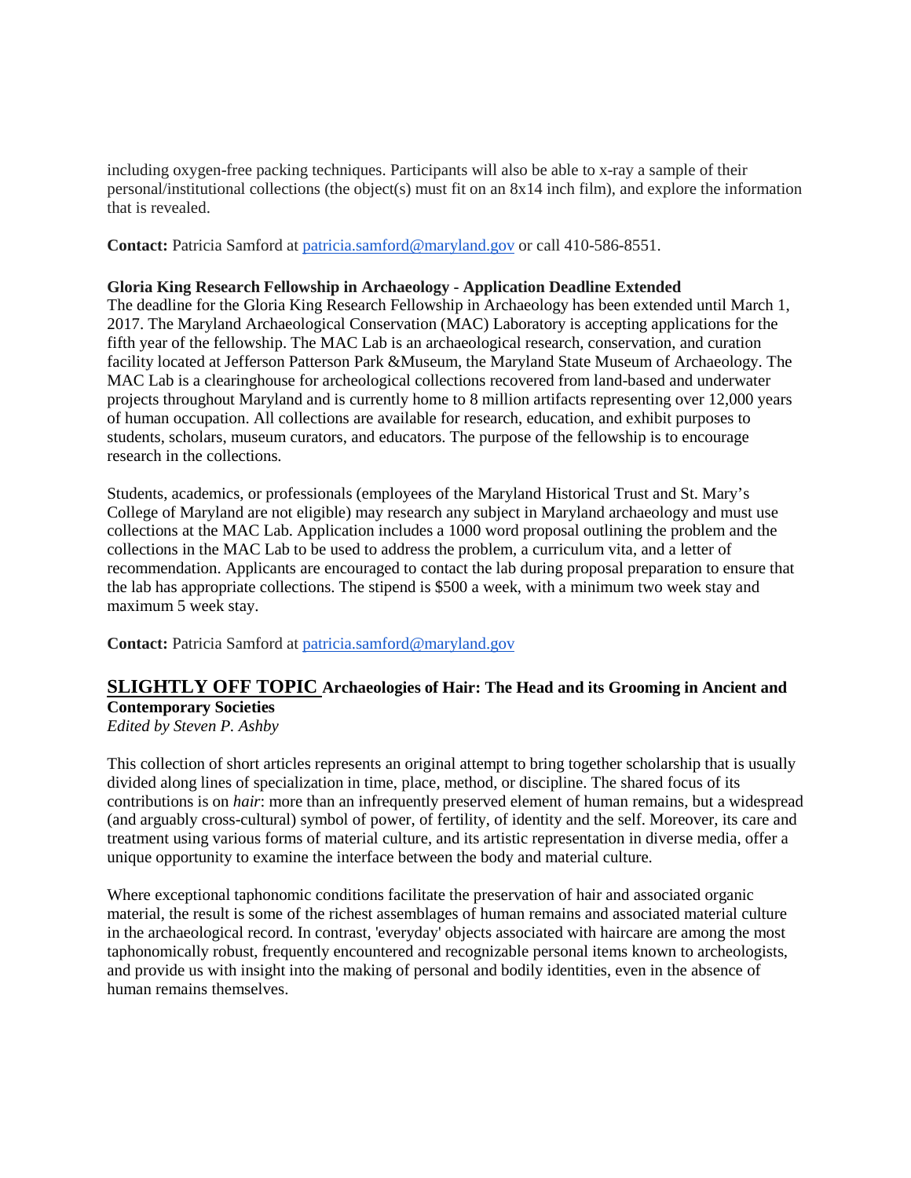including oxygen-free packing techniques. Participants will also be able to x-ray a sample of their personal/institutional collections (the object(s) must fit on an 8x14 inch film), and explore the information that is revealed.

**Contact:** Patricia Samford at [patricia.samford@maryland.gov](mailto:patricia.samford@maryland.gov) or call 410-586-8551.

**Gloria King Research Fellowship in Archaeology - Application Deadline Extended**

The deadline for the Gloria King Research Fellowship in Archaeology has been extended until March 1, 2017. The Maryland Archaeological Conservation (MAC) Laboratory is accepting applications for the fifth year of the fellowship. The MAC Lab is an archaeological research, conservation, and curation facility located at Jefferson Patterson Park &Museum, the Maryland State Museum of Archaeology. The MAC Lab is a clearinghouse for archeological collections recovered from land-based and underwater projects throughout Maryland and is currently home to 8 million artifacts representing over 12,000 years of human occupation. All collections are available for research, education, and exhibit purposes to students, scholars, museum curators, and educators. The purpose of the fellowship is to encourage research in the collections.

Students, academics, or professionals (employees of the Maryland Historical Trust and St. Mary's College of Maryland are not eligible) may research any subject in Maryland archaeology and must use collections at the MAC Lab. Application includes a 1000 word proposal outlining the problem and the collections in the MAC Lab to be used to address the problem, a curriculum vita, and a letter of recommendation. Applicants are encouraged to contact the lab during proposal preparation to ensure that the lab has appropriate collections. The stipend is $500 a week, with a minimum two week stay and maximum 5 week stay.

**Contact:** Patricia Samford at [patricia.samford@maryland.gov](mailto:patricia.samford@maryland.gov)

## SLIGHTLY OFF TOPIC **Archaeologies of Hair: The Head and its Grooming in Ancient and Contemporary Societies**

*Edited by Steven P. Ashby*

This collection of short articles represents an original attempt to bring together scholarship that is usually divided along lines of specialization in time, place, method, or discipline. The shared focus of its contributions is on *hair*: more than an infrequently preserved element of human remains, but a widespread (and arguably cross-cultural) symbol of power, of fertility, of identity and the self. Moreover, its care and treatment using various forms of material culture, and its artistic representation in diverse media, offer a unique opportunity to examine the interface between the body and material culture.

Where exceptional taphonomic conditions facilitate the preservation of hair and associated organic material, the result is some of the richest assemblages of human remains and associated material culture in the archaeological record. In contrast, 'everyday' objects associated with haircare are among the most taphonomically robust, frequently encountered and recognizable personal items known to archeologists, and provide us with insight into the making of personal and bodily identities, even in the absence of human remains themselves.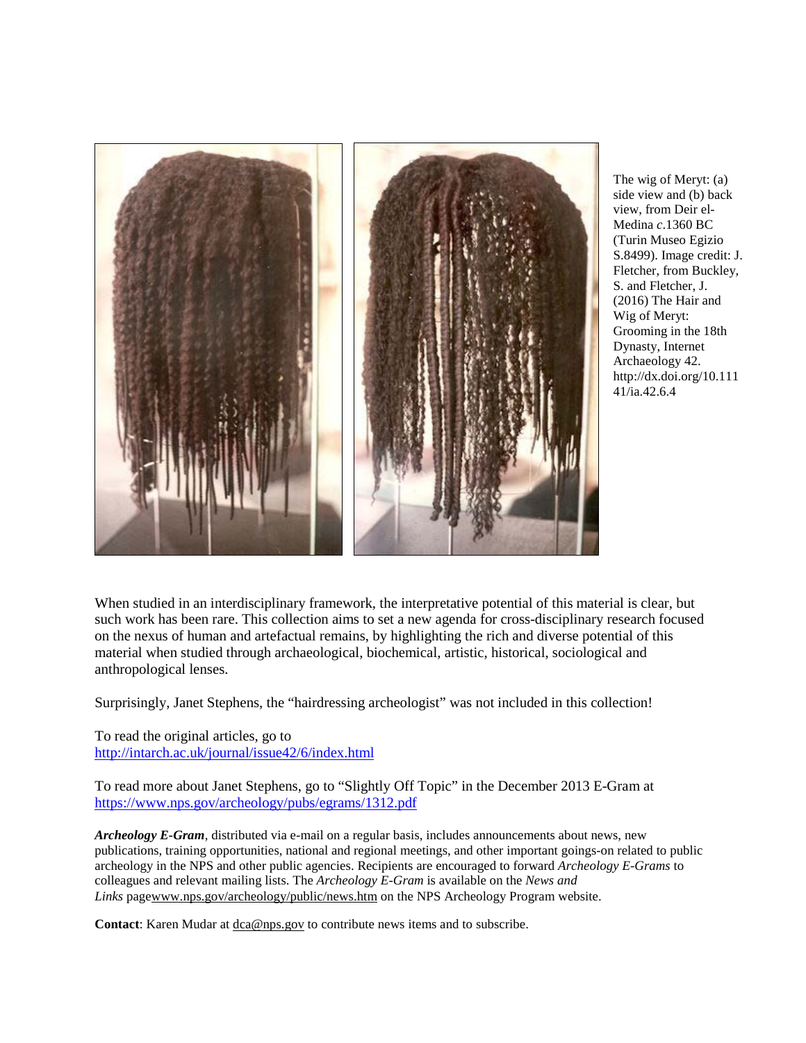The wig of Meryt: (a) side view and (b) back view, from Deir el-Medina *c*.1360 BC (Turin Museo Egizio S.8499). Image credit: J. Fletcher, from Buckley, S. and Fletcher, J. (2016) The Hair and Wig of Meryt: Grooming in the 18th Dynasty, Internet Archaeology 42. http://dx.doi.org/10.11141/ia.42.6.4

When studied in an interdisciplinary framework, the interpretative potential of this material is clear, but such work has been rare. This collection aims to set a new agenda for cross-disciplinary research focused on the nexus of human and artefactual remains, by highlighting the rich and diverse potential of this material when studied through archaeological, biochemical, artistic, historical, sociological and anthropological lenses.

Surprisingly, Janet Stephens, the "hairdressing archeologist" was not included in this collection!

To read the original articles, go to http://intarch.ac.uk/journal/issue42/6/index.html

To read more about Janet Stephens, go to "Slightly Off Topic" in the December 2013 E-Gram at https://www.nps.gov/archeology/pubs/egrams/1312.pdf

***Archeology E-Gram***, distributed via e-mail on a regular basis, includes announcements about news, new publications, training opportunities, national and regional meetings, and other important goings-on related to public archeology in the NPS and other public agencies. Recipients are encouraged to forward *Archeology E-Grams* to colleagues and relevant mailing lists. The *Archeology E-Gram* is available on the *News and Links* pagewww.nps.gov/archeology/public/news.htm on the NPS Archeology Program website.

**Contact**: Karen Mudar at dca@nps.gov to contribute news items and to subscribe.